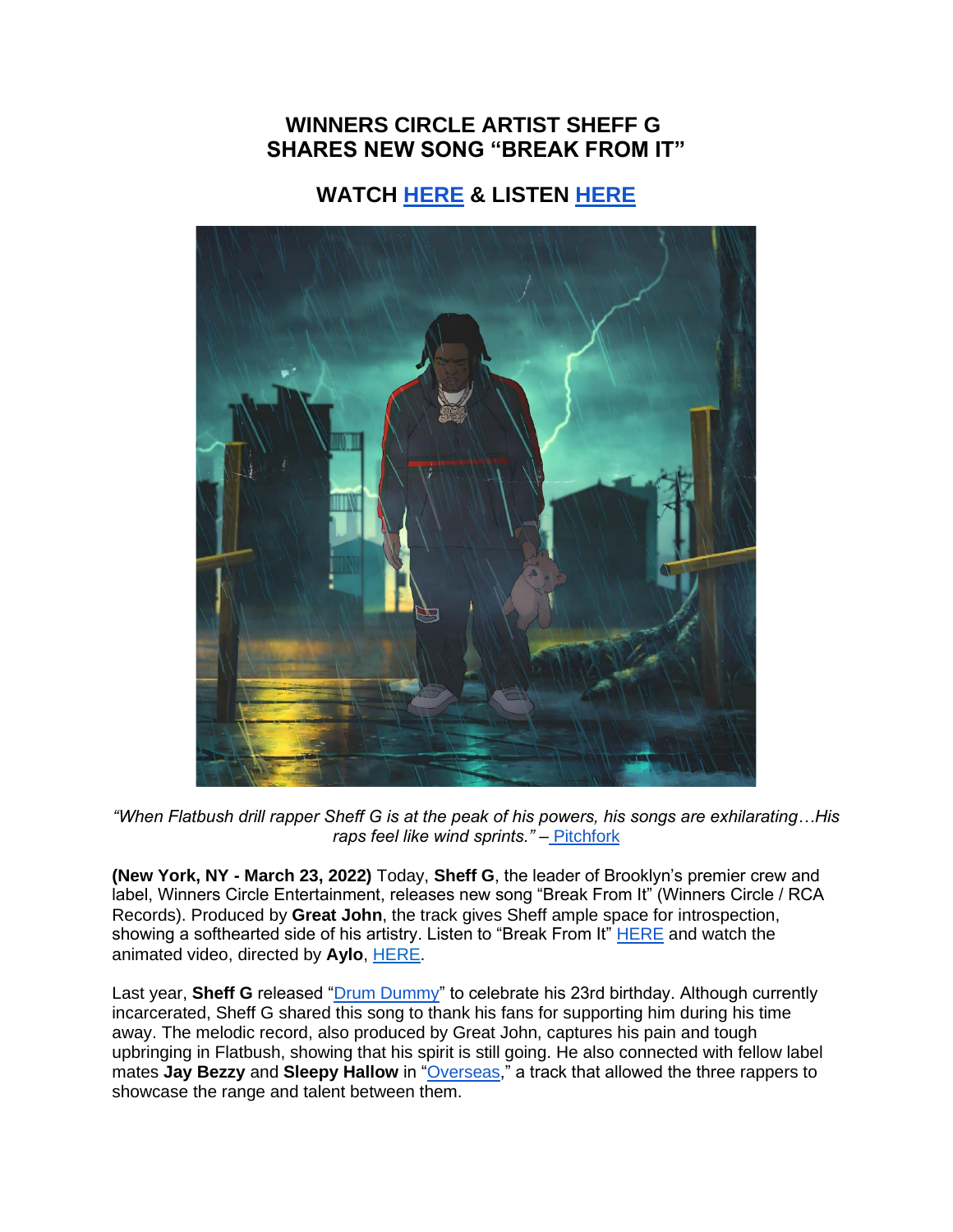# WINNERS CIRCLE ARTIST SHEFF G SHARES NEW SONG "BREAK FROM IT"

## WATCH HERE & LISTEN HERE

*"When Flatbush drill rapper Sheff G is at the peak of his powers, his songs are exhilarating…His raps feel like wind sprints." –* Pitchfork

**(New York, NY - March 23, 2022)** Today, **Sheff G**, the leader of Brooklyn's premier crew and label, Winners Circle Entertainment, releases new song "Break From It" (Winners Circle / RCA Records). Produced by **Great John**, the track gives Sheff ample space for introspection, showing a softhearted side of his artistry. Listen to "Break From It" HERE and watch the animated video, directed by **Aylo**, HERE.

Last year, **Sheff G** released "Drum Dummy" to celebrate his 23rd birthday. Although currently incarcerated, Sheff G shared this song to thank his fans for supporting him during his time away. The melodic record, also produced by Great John, captures his pain and tough upbringing in Flatbush, showing that his spirit is still going. He also connected with fellow label mates **Jay Bezzy** and **Sleepy Hallow** in "Overseas," a track that allowed the three rappers to showcase the range and talent between them.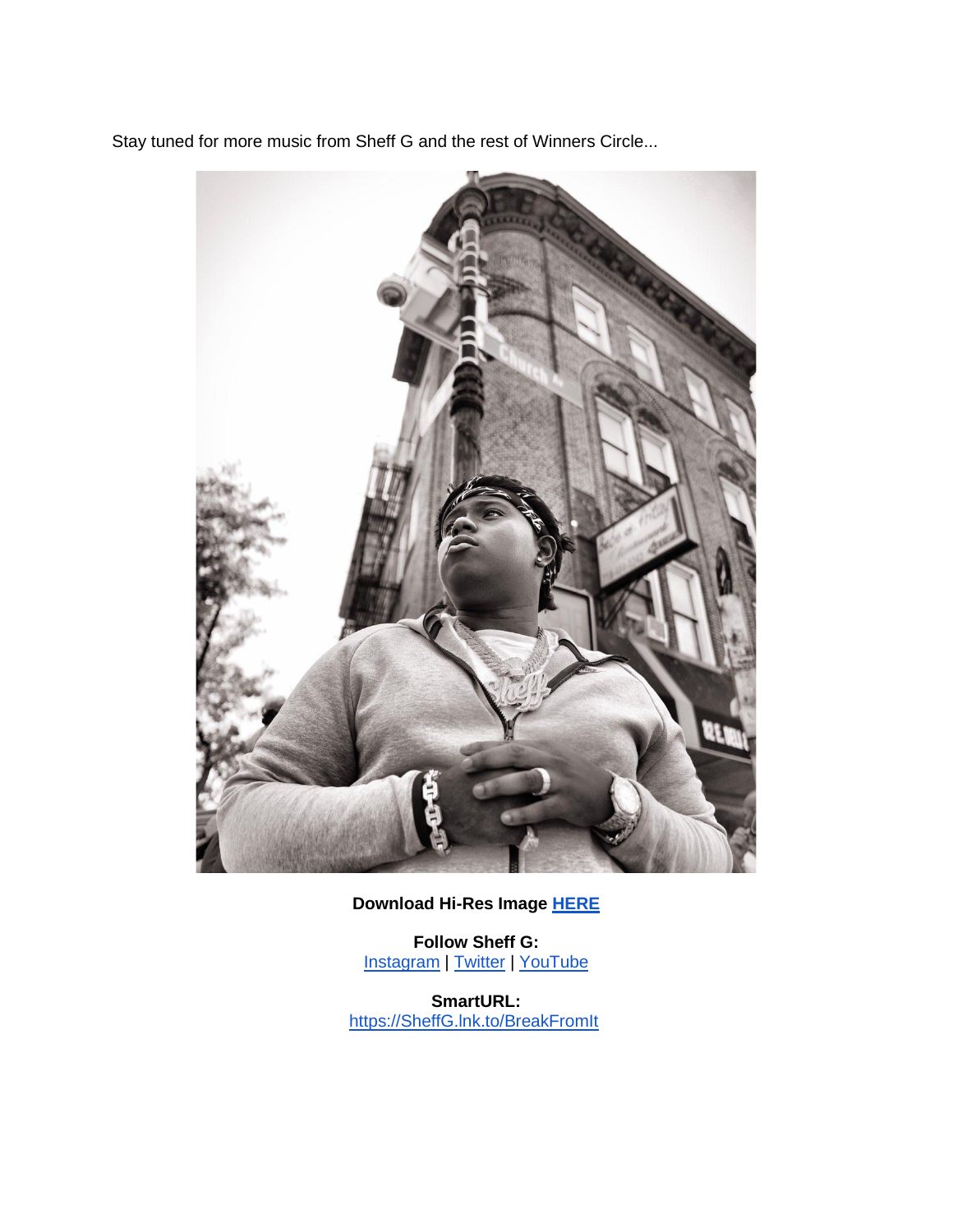Stay tuned for more music from Sheff G and the rest of Winners Circle...

**Download Hi-Res Image HERE**

**Follow Sheff G:**
Instagram | Twitter | YouTube

**SmartURL:**
https://SheffG.lnk.to/BreakFromIt